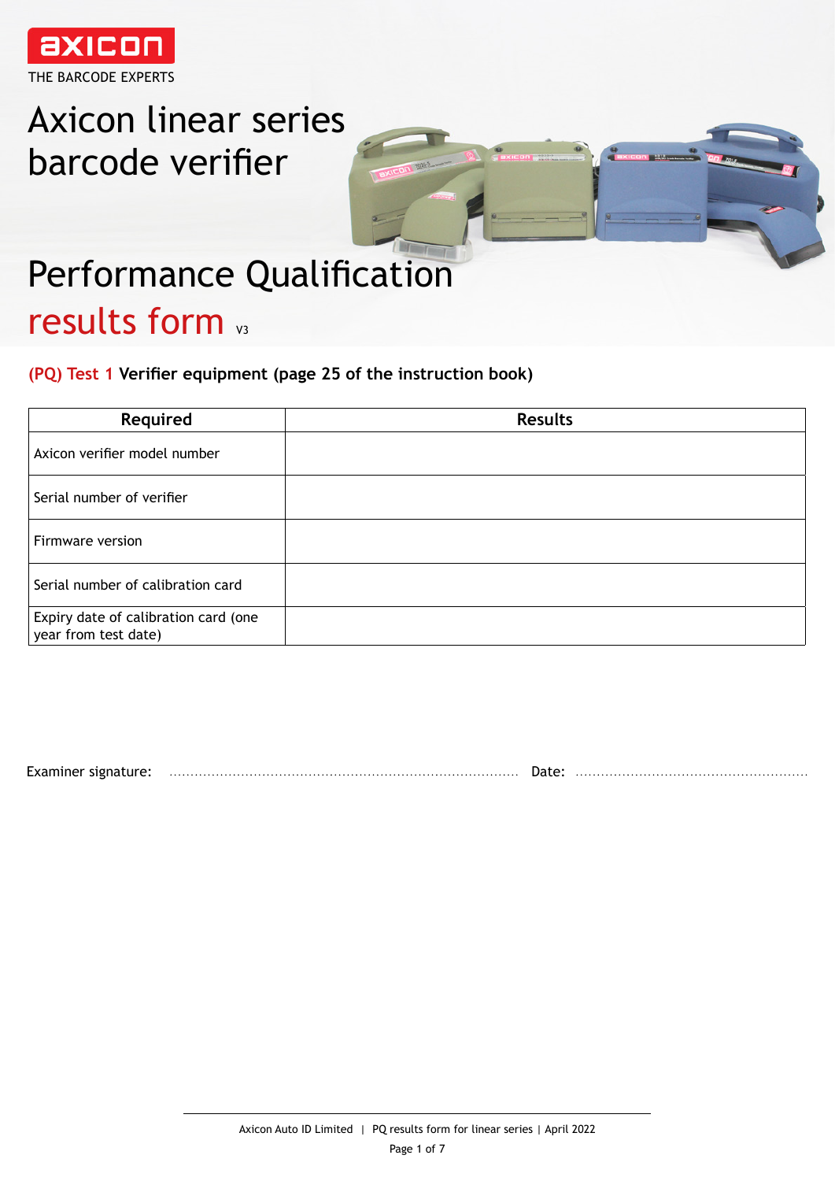axicon

THE BARCODE EXPERTS

# Axicon linear series barcode verifier

# Performance Qualification results form V3

## (PQ) Test 1 Verifier equipment (page 25 of the instruction book)

| Required | Results |
|---|---|
| Axicon verifier model number | |
| Serial number of verifier | |
| Firmware version | |
| Serial number of calibration card | |
| Expiry date of calibration card (one year from test date) | |

Examiner signature: ................................................................................ Date: ......................................................

Axicon Auto ID Limited | PQ results form for linear series | April 2022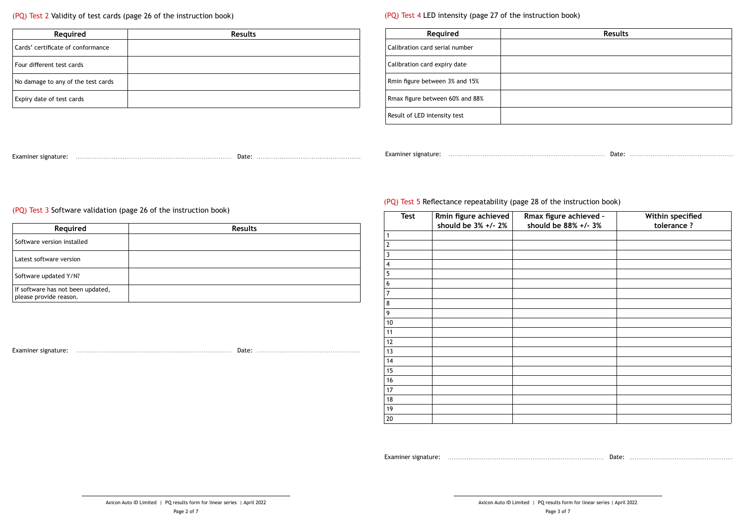## (PQ) Test 2 Validity of test cards (page 26 of the instruction book)

| Required | Results |
| --- | --- |
| Cards' certificate of conformance | |
| Four different test cards | |
| No damage to any of the test cards | |
| Expiry date of test cards | |

Examiner signature: .................................................................................. Date: ......................................................

## (PQ) Test 3 Software validation (page 26 of the instruction book)

| Required | Results |
| --- | --- |
| Software version installed | |
| Latest software version | |
| Software updated Y/N? | |
| If software has not been updated, please provide reason. | |

Examiner signature: .................................................................................. Date: ......................................................

## (PQ) Test 4 LED intensity (page 27 of the instruction book)

| Required | Results |
| --- | --- |
| Calibration card serial number | |
| Calibration card expiry date | |
| Rmin figure between 3% and 15% | |
| Rmax figure between 60% and 88% | |
| Result of LED intensity test | |

Examiner signature: .................................................................................. Date: ......................................................

## (PQ) Test 5 Reflectance repeatability (page 28 of the instruction book)

| Test | Rmin figure achieved should be 3% +/- 2% | Rmax figure achieved - should be 88% +/- 3% | Within specified tolerance ? |
| --- | --- | --- | --- |
| 1 | | | |
| 2 | | | |
| 3 | | | |
| 4 | | | |
| 5 | | | |
| 6 | | | |
| 7 | | | |
| 8 | | | |
| 9 | | | |
| 10 | | | |
| 11 | | | |
| 12 | | | |
| 13 | | | |
| 14 | | | |
| 15 | | | |
| 16 | | | |
| 17 | | | |
| 18 | | | |
| 19 | | | |
| 20 | | | |

Examiner signature: .................................................................................. Date: ......................................................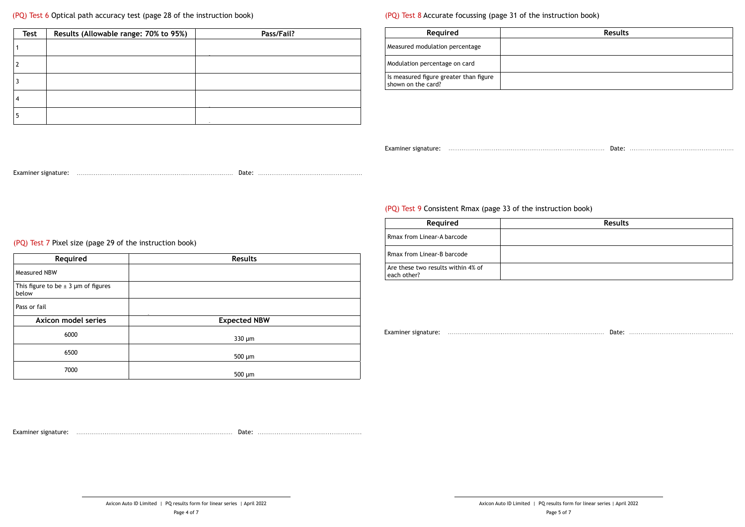## (PQ) Test 6 Optical path accuracy test (page 28 of the instruction book)

| Test | Results (Allowable range: 70% to 95%) | Pass/Fail? |
|---|---|---|
| 1 | | |
| 2 | | |
| 3 | | |
| 4 | | |
| 5 | | |

Examiner signature: ........................................................................... Date: ..................................................

## (PQ) Test 7 Pixel size (page 29 of the instruction book)

| Required | Results |
|---|---|
| Measured NBW | |
| This figure to be ± 3 µm of figures below | |
| Pass or fail | |
| **Axicon model series** | **Expected NBW** |
| 6000 | 330 µm |
| 6500 | 500 µm |
| 7000 | 500 µm |

Examiner signature: ........................................................................... Date: ..................................................

## (PQ) Test 8 Accurate focussing (page 31 of the instruction book)

| Required | Results |
|---|---|
| Measured modulation percentage | |
| Modulation percentage on card | |
| Is measured figure greater than figure shown on the card? | |

Examiner signature: ........................................................................... Date: ..................................................

## (PQ) Test 9 Consistent Rmax (page 33 of the instruction book)

| Required | Results |
|---|---|
| Rmax from Linear-A barcode | |
| Rmax from Linear-B barcode | |
| Are these two results within 4% of each other? | |

Examiner signature: ........................................................................... Date: ..................................................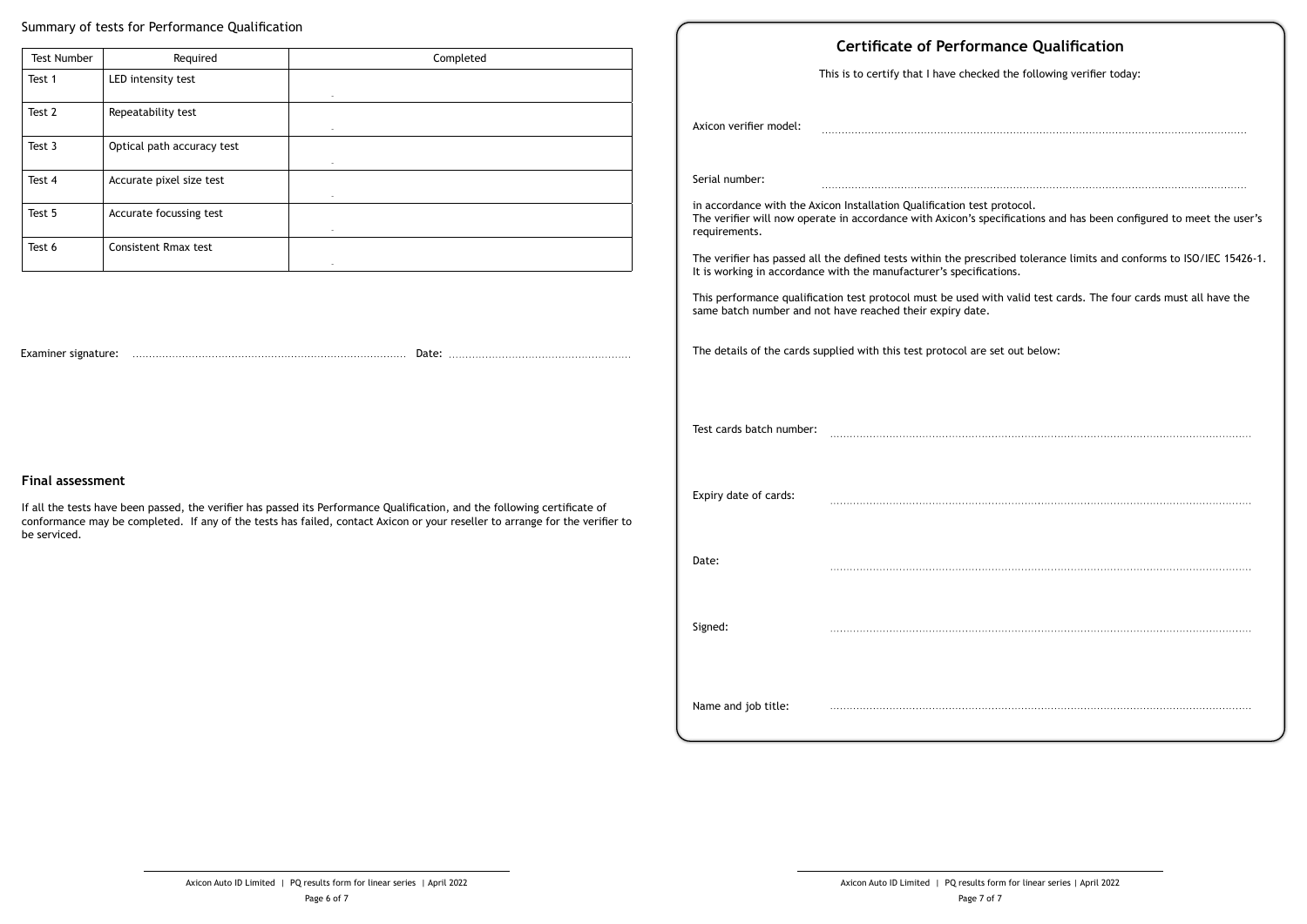Summary of tests for Performance Qualification

| Test Number | Required | Completed |
| --- | --- | --- |
| Test 1 | LED intensity test | |
| Test 2 | Repeatability test | |
| Test 3 | Optical path accuracy test | |
| Test 4 | Accurate pixel size test | |
| Test 5 | Accurate focussing test | |
| Test 6 | Consistent Rmax test | |

Examiner signature: ................................................................................ Date: ....................................................

### Final assessment

If all the tests have been passed, the verifier has passed its Performance Qualification, and the following certificate of conformance may be completed. If any of the tests has failed, contact Axicon or your reseller to arrange for the verifier to be serviced.

## Certificate of Performance Qualification

This is to certify that I have checked the following verifier today:

Axicon verifier model: ..............................................................................................................

Serial number: ..............................................................................................................

in accordance with the Axicon Installation Qualification test protocol.
The verifier will now operate in accordance with Axicon's specifications and has been configured to meet the user's requirements.

The verifier has passed all the defined tests within the prescribed tolerance limits and conforms to ISO/IEC 15426-1. It is working in accordance with the manufacturer's specifications.

This performance qualification test protocol must be used with valid test cards. The four cards must all have the same batch number and not have reached their expiry date.

The details of the cards supplied with this test protocol are set out below:

Test cards batch number: ..............................................................................................................

Expiry date of cards: ..............................................................................................................

Date: ..............................................................................................................

Signed: ..............................................................................................................

Name and job title: ..............................................................................................................